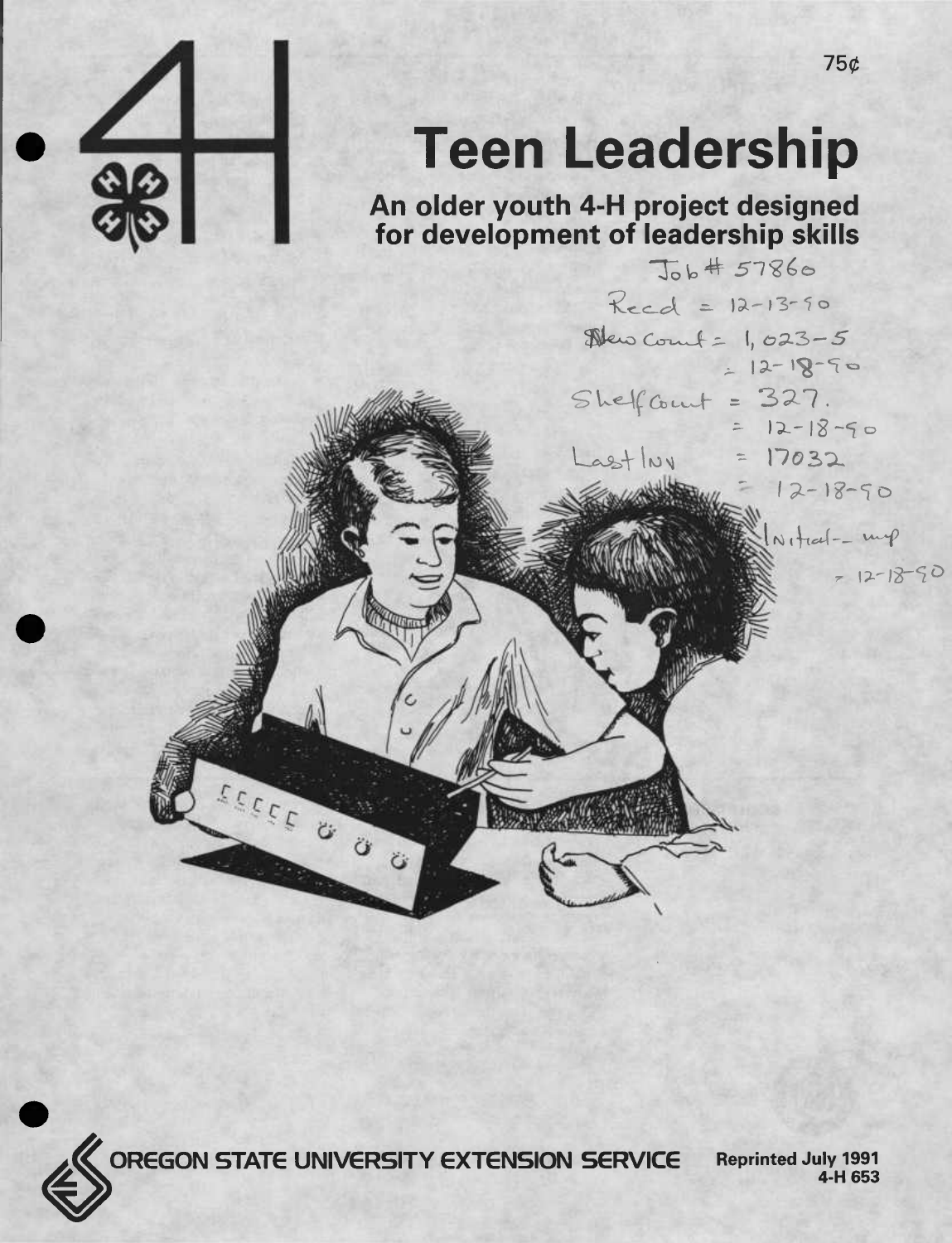75¢

# Teen Leadership

## An older youth 4-H project designed for development of leadership skills

Job # 57860
Recd = 12-13-90
New Count = 1,023-5
= 12-18-90
Shelf Count = 327.
= 12-18-90
Last Inv = 17032
= 12-18-90
Initial -- mp
= 12-18-90

OREGON STATE UNIVERSITY EXTENSION SERVICE

Reprinted July 1991
4-H 653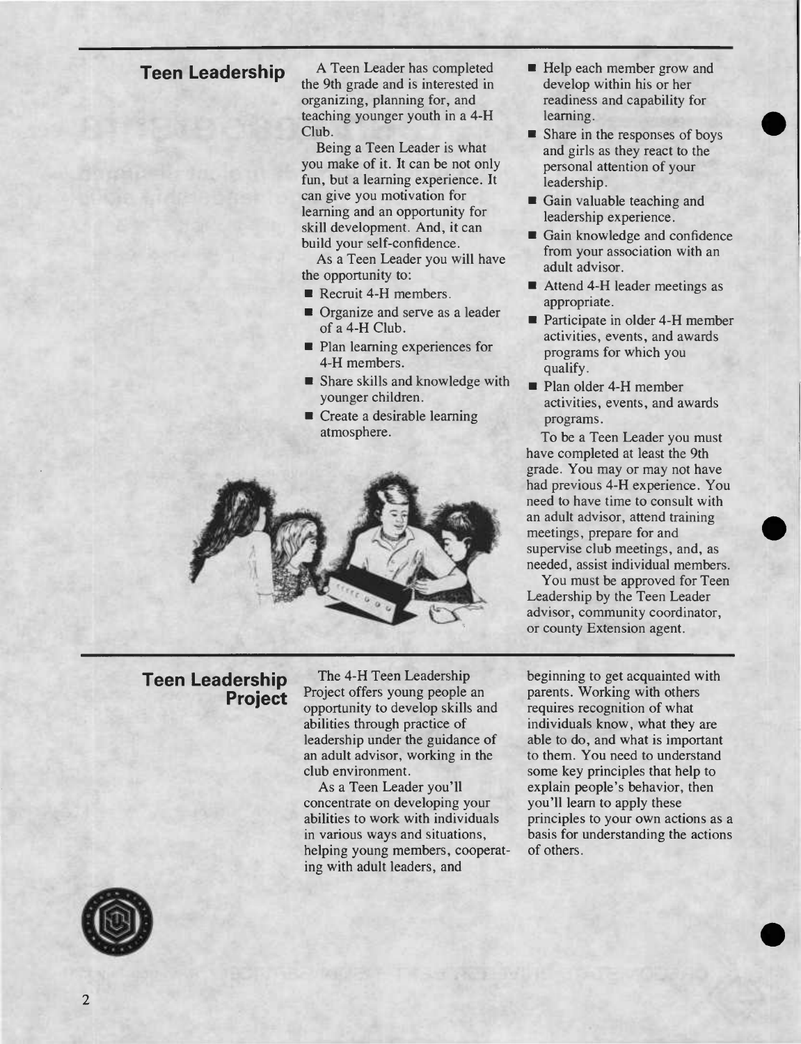## Teen Leadership

A Teen Leader has completed the 9th grade and is interested in organizing, planning for, and teaching younger youth in a 4-H Club.

Being a Teen Leader is what you make of it. It can be not only fun, but a learning experience. It can give you motivation for learning and an opportunity for skill development. And, it can build your self-confidence.

As a Teen Leader you will have the opportunity to:

- Recruit 4-H members.
- Organize and serve as a leader of a 4-H Club.
- Plan learning experiences for 4-H members.
- Share skills and knowledge with younger children.
- Create a desirable learning atmosphere.
- Help each member grow and develop within his or her readiness and capability for learning.
- Share in the responses of boys and girls as they react to the personal attention of your leadership.
- Gain valuable teaching and leadership experience.
- Gain knowledge and confidence from your association with an adult advisor.
- Attend 4-H leader meetings as appropriate.
- Participate in older 4-H member activities, events, and awards programs for which you qualify.
- Plan older 4-H member activities, events, and awards programs.

To be a Teen Leader you must have completed at least the 9th grade. You may or may not have had previous 4-H experience. You need to have time to consult with an adult advisor, attend training meetings, prepare for and supervise club meetings, and, as needed, assist individual members.

You must be approved for Teen Leadership by the Teen Leader advisor, community coordinator, or county Extension agent.

## Teen Leadership Project

The 4-H Teen Leadership Project offers young people an opportunity to develop skills and abilities through practice of leadership under the guidance of an adult advisor, working in the club environment.

As a Teen Leader you'll concentrate on developing your abilities to work with individuals in various ways and situations, helping young members, cooperating with adult leaders, and beginning to get acquainted with parents. Working with others requires recognition of what individuals know, what they are able to do, and what is important to them. You need to understand some key principles that help to explain people's behavior, then you'll learn to apply these principles to your own actions as a basis for understanding the actions of others.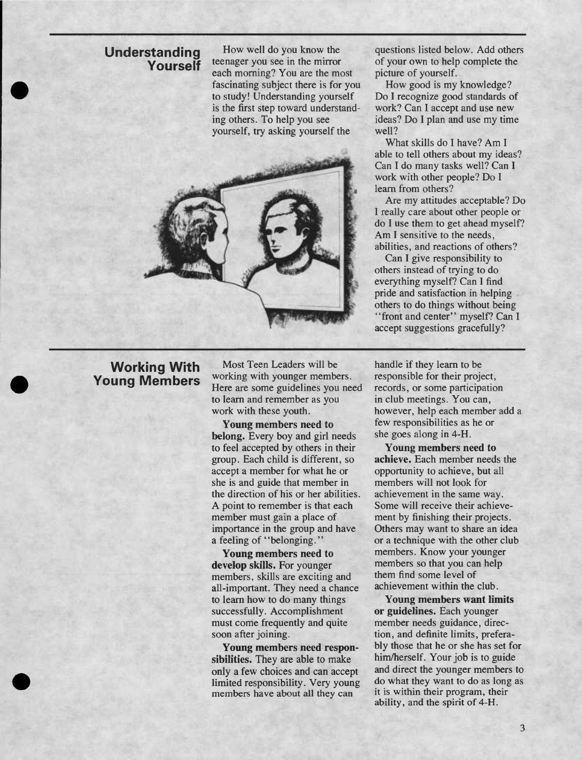## Understanding Yourself

How well do you know the teenager you see in the mirror each morning? You are the most fascinating subject there is for you to study! Understanding yourself is the first step toward understanding others. To help you see yourself, try asking yourself the questions listed below. Add others of your own to help complete the picture of yourself.

How good is my knowledge? Do I recognize good standards of work? Can I accept and use new ideas? Do I plan and use my time well?

What skills do I have? Am I able to tell others about my ideas? Can I do many tasks well? Can I work with other people? Do I learn from others?

Are my attitudes acceptable? Do I really care about other people or do I use them to get ahead myself? Am I sensitive to the needs, abilities, and reactions of others?

Can I give responsibility to others instead of trying to do everything myself? Can I find pride and satisfaction in helping others to do things without being "front and center" myself? Can I accept suggestions gracefully?

## Working With Young Members

Most Teen Leaders will be working with younger members. Here are some guidelines you need to learn and remember as you work with these youth.

**Young members need to belong.** Every boy and girl needs to feel accepted by others in their group. Each child is different, so accept a member for what he or she is and guide that member in the direction of his or her abilities. A point to remember is that each member must gain a place of importance in the group and have a feeling of "belonging."

**Young members need to develop skills.** For younger members, skills are exciting and all-important. They need a chance to learn how to do many things successfully. Accomplishment must come frequently and quite soon after joining.

**Young members need responsibilities.** They are able to make only a few choices and can accept limited responsibility. Very young members have about all they can handle if they learn to be responsible for their project, records, or some participation in club meetings. You can, however, help each member add a few responsibilities as he or she goes along in 4-H.

**Young members need to achieve.** Each member needs the opportunity to achieve, but all members will not look for achievement in the same way. Some will receive their achievement by finishing their projects. Others may want to share an idea or a technique with the other club members. Know your younger members so that you can help them find some level of achievement within the club.

**Young members want limits or guidelines.** Each younger member needs guidance, direction, and definite limits, preferably those that he or she has set for him/herself. Your job is to guide and direct the younger members to do what they want to do as long as it is within their program, their ability, and the spirit of 4-H.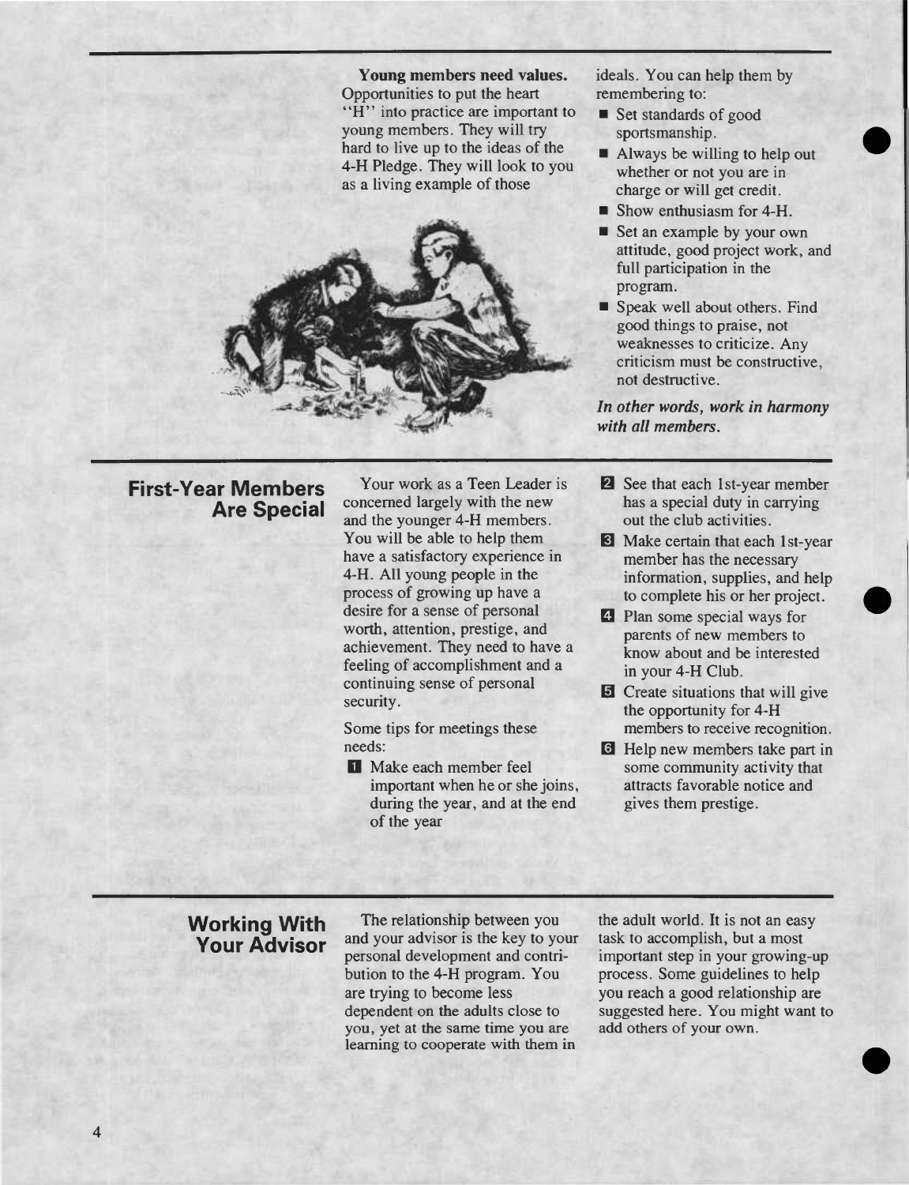**Young members need values.** Opportunities to put the heart "H" into practice are important to young members. They will try hard to live up to the ideas of the 4-H Pledge. They will look to you as a living example of those ideals. You can help them by remembering to:

- Set standards of good sportsmanship.
- Always be willing to help out whether or not you are in charge or will get credit.
- Show enthusiasm for 4-H.
- Set an example by your own attitude, good project work, and full participation in the program.
- Speak well about others. Find good things to praise, not weaknesses to criticize. Any criticism must be constructive, not destructive.

***In other words, work in harmony with all members.***

## First-Year Members Are Special

Your work as a Teen Leader is concerned largely with the new and the younger 4-H members. You will be able to help them have a satisfactory experience in 4-H. All young people in the process of growing up have a desire for a sense of personal worth, attention, prestige, and achievement. They need to have a feeling of accomplishment and a continuing sense of personal security.

Some tips for meetings these needs:

1. Make each member feel important when he or she joins, during the year, and at the end of the year
2. See that each 1st-year member has a special duty in carrying out the club activities.
3. Make certain that each 1st-year member has the necessary information, supplies, and help to complete his or her project.
4. Plan some special ways for parents of new members to know about and be interested in your 4-H Club.
5. Create situations that will give the opportunity for 4-H members to receive recognition.
6. Help new members take part in some community activity that attracts favorable notice and gives them prestige.

## Working With Your Advisor

The relationship between you and your advisor is the key to your personal development and contribution to the 4-H program. You are trying to become less dependent on the adults close to you, yet at the same time you are learning to cooperate with them in the adult world. It is not an easy task to accomplish, but a most important step in your growing-up process. Some guidelines to help you reach a good relationship are suggested here. You might want to add others of your own.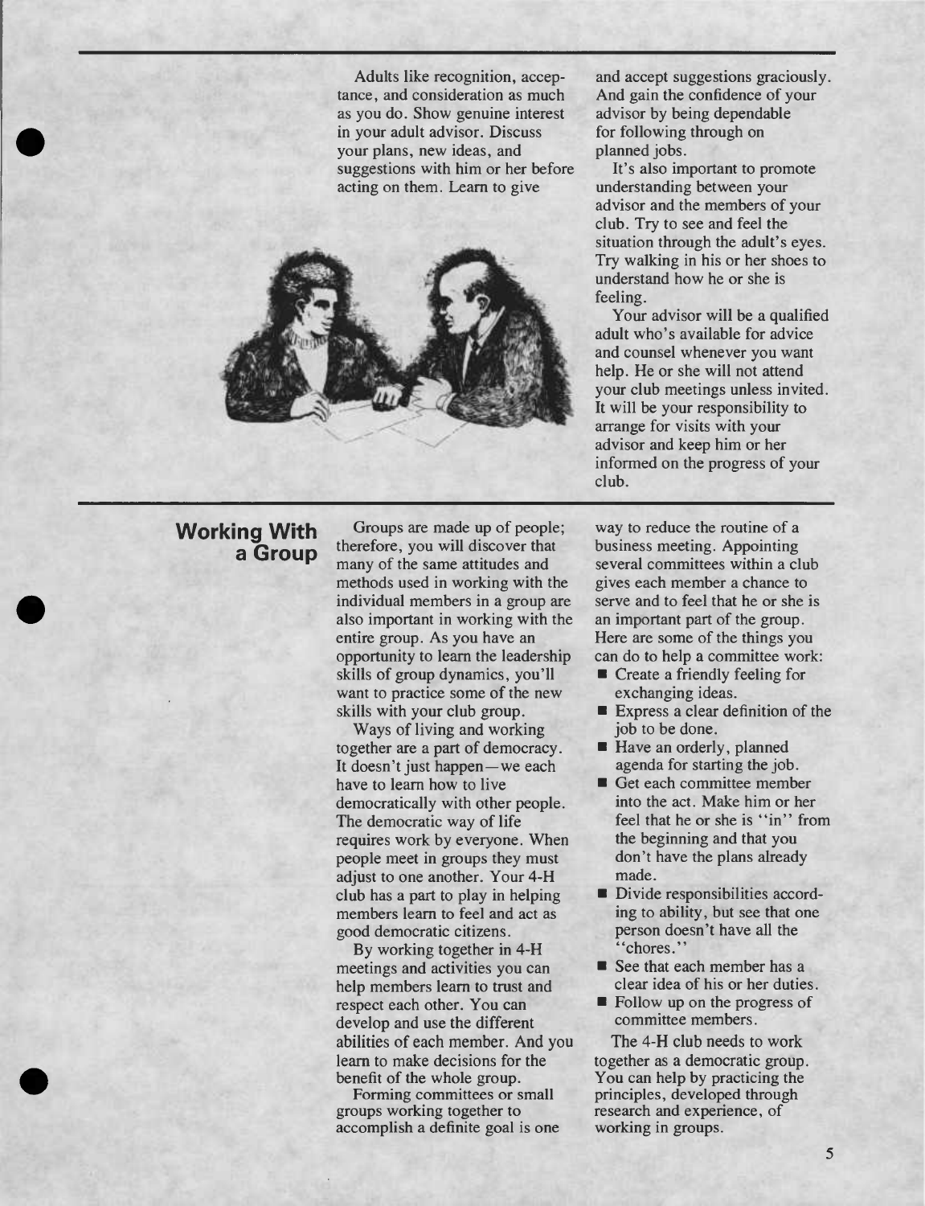Adults like recognition, acceptance, and consideration as much as you do. Show genuine interest in your adult advisor. Discuss your plans, new ideas, and suggestions with him or her before acting on them. Learn to give and accept suggestions graciously. And gain the confidence of your advisor by being dependable for following through on planned jobs.

It's also important to promote understanding between your advisor and the members of your club. Try to see and feel the situation through the adult's eyes. Try walking in his or her shoes to understand how he or she is feeling.

Your advisor will be a qualified adult who's available for advice and counsel whenever you want help. He or she will not attend your club meetings unless invited. It will be your responsibility to arrange for visits with your advisor and keep him or her informed on the progress of your club.

## Working With a Group

Groups are made up of people; therefore, you will discover that many of the same attitudes and methods used in working with the individual members in a group are also important in working with the entire group. As you have an opportunity to learn the leadership skills of group dynamics, you'll want to practice some of the new skills with your club group.

Ways of living and working together are a part of democracy. It doesn't just happen—we each have to learn how to live democratically with other people. The democratic way of life requires work by everyone. When people meet in groups they must adjust to one another. Your 4-H club has a part to play in helping members learn to feel and act as good democratic citizens.

By working together in 4-H meetings and activities you can help members learn to trust and respect each other. You can develop and use the different abilities of each member. And you learn to make decisions for the benefit of the whole group.

Forming committees or small groups working together to accomplish a definite goal is one way to reduce the routine of a business meeting. Appointing several committees within a club gives each member a chance to serve and to feel that he or she is an important part of the group. Here are some of the things you can do to help a committee work:

- Create a friendly feeling for exchanging ideas.
- Express a clear definition of the job to be done.
- Have an orderly, planned agenda for starting the job.
- Get each committee member into the act. Make him or her feel that he or she is "in" from the beginning and that you don't have the plans already made.
- Divide responsibilities according to ability, but see that one person doesn't have all the "chores."
- See that each member has a clear idea of his or her duties.
- Follow up on the progress of committee members.

The 4-H club needs to work together as a democratic group. You can help by practicing the principles, developed through research and experience, of working in groups.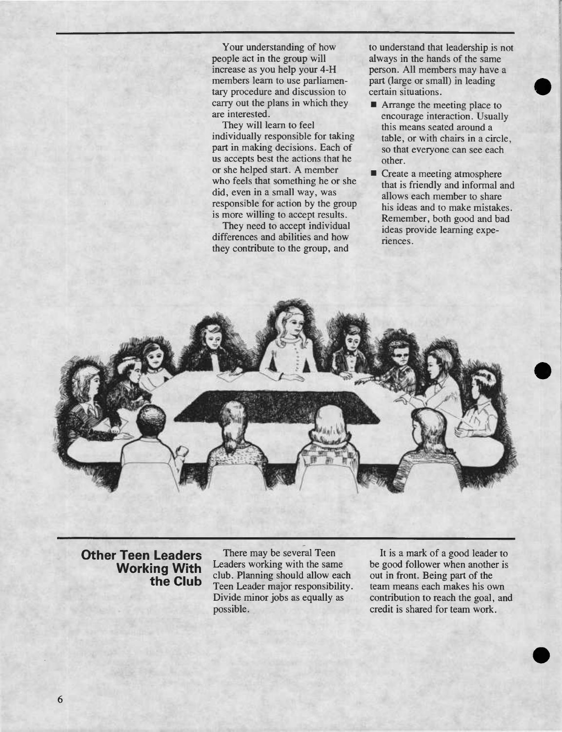Your understanding of how people act in the group will increase as you help your 4-H members learn to use parliamentary procedure and discussion to carry out the plans in which they are interested.

They will learn to feel individually responsible for taking part in making decisions. Each of us accepts best the actions that he or she helped start. A member who feels that something he or she did, even in a small way, was responsible for action by the group is more willing to accept results.

They need to accept individual differences and abilities and how they contribute to the group, and to understand that leadership is not always in the hands of the same person. All members may have a part (large or small) in leading certain situations.

- Arrange the meeting place to encourage interaction. Usually this means seated around a table, or with chairs in a circle, so that everyone can see each other.
- Create a meeting atmosphere that is friendly and informal and allows each member to share his ideas and to make mistakes. Remember, both good and bad ideas provide learning experiences.

## Other Teen Leaders Working With the Club

There may be several Teen Leaders working with the same club. Planning should allow each Teen Leader major responsibility. Divide minor jobs as equally as possible.

It is a mark of a good leader to be good follower when another is out in front. Being part of the team means each makes his own contribution to reach the goal, and credit is shared for team work.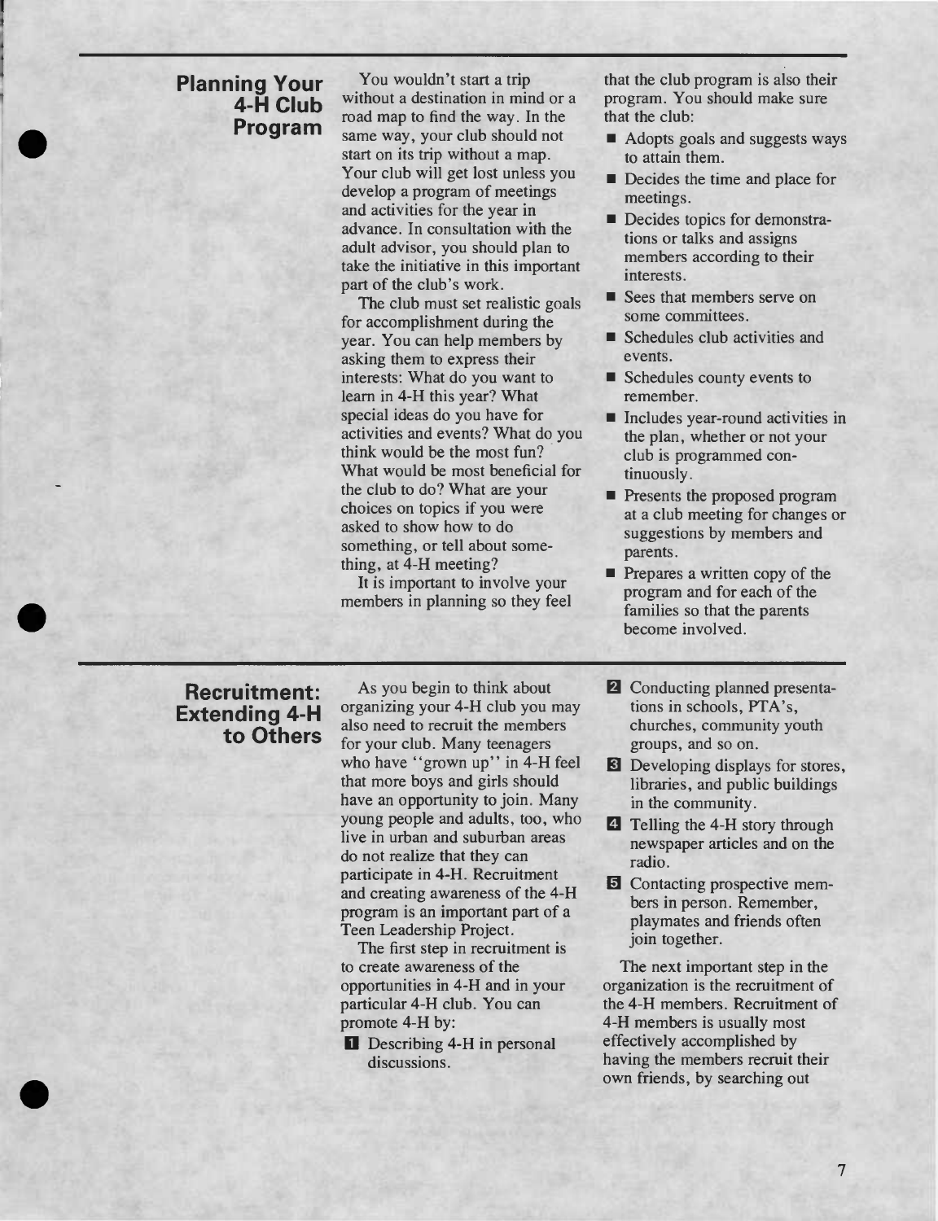## Planning Your 4-H Club Program

You wouldn't start a trip without a destination in mind or a road map to find the way. In the same way, your club should not start on its trip without a map. Your club will get lost unless you develop a program of meetings and activities for the year in advance. In consultation with the adult advisor, you should plan to take the initiative in this important part of the club's work.

The club must set realistic goals for accomplishment during the year. You can help members by asking them to express their interests: What do you want to learn in 4-H this year? What special ideas do you have for activities and events? What do you think would be the most fun? What would be most beneficial for the club to do? What are your choices on topics if you were asked to show how to do something, or tell about something, at 4-H meeting?

It is important to involve your members in planning so they feel that the club program is also their program. You should make sure that the club:

- Adopts goals and suggests ways to attain them.
- Decides the time and place for meetings.
- Decides topics for demonstrations or talks and assigns members according to their interests.
- Sees that members serve on some committees.
- Schedules club activities and events.
- Schedules county events to remember.
- Includes year-round activities in the plan, whether or not your club is programmed continuously.
- Presents the proposed program at a club meeting for changes or suggestions by members and parents.
- Prepares a written copy of the program and for each of the families so that the parents become involved.

## Recruitment: Extending 4-H to Others

As you begin to think about organizing your 4-H club you may also need to recruit the members for your club. Many teenagers who have "grown up" in 4-H feel that more boys and girls should have an opportunity to join. Many young people and adults, too, who live in urban and suburban areas do not realize that they can participate in 4-H. Recruitment and creating awareness of the 4-H program is an important part of a Teen Leadership Project.

The first step in recruitment is to create awareness of the opportunities in 4-H and in your particular 4-H club. You can promote 4-H by:

1. Describing 4-H in personal discussions.
2. Conducting planned presentations in schools, PTA's, churches, community youth groups, and so on.
3. Developing displays for stores, libraries, and public buildings in the community.
4. Telling the 4-H story through newspaper articles and on the radio.
5. Contacting prospective members in person. Remember, playmates and friends often join together.

The next important step in the organization is the recruitment of the 4-H members. Recruitment of 4-H members is usually most effectively accomplished by having the members recruit their own friends, by searching out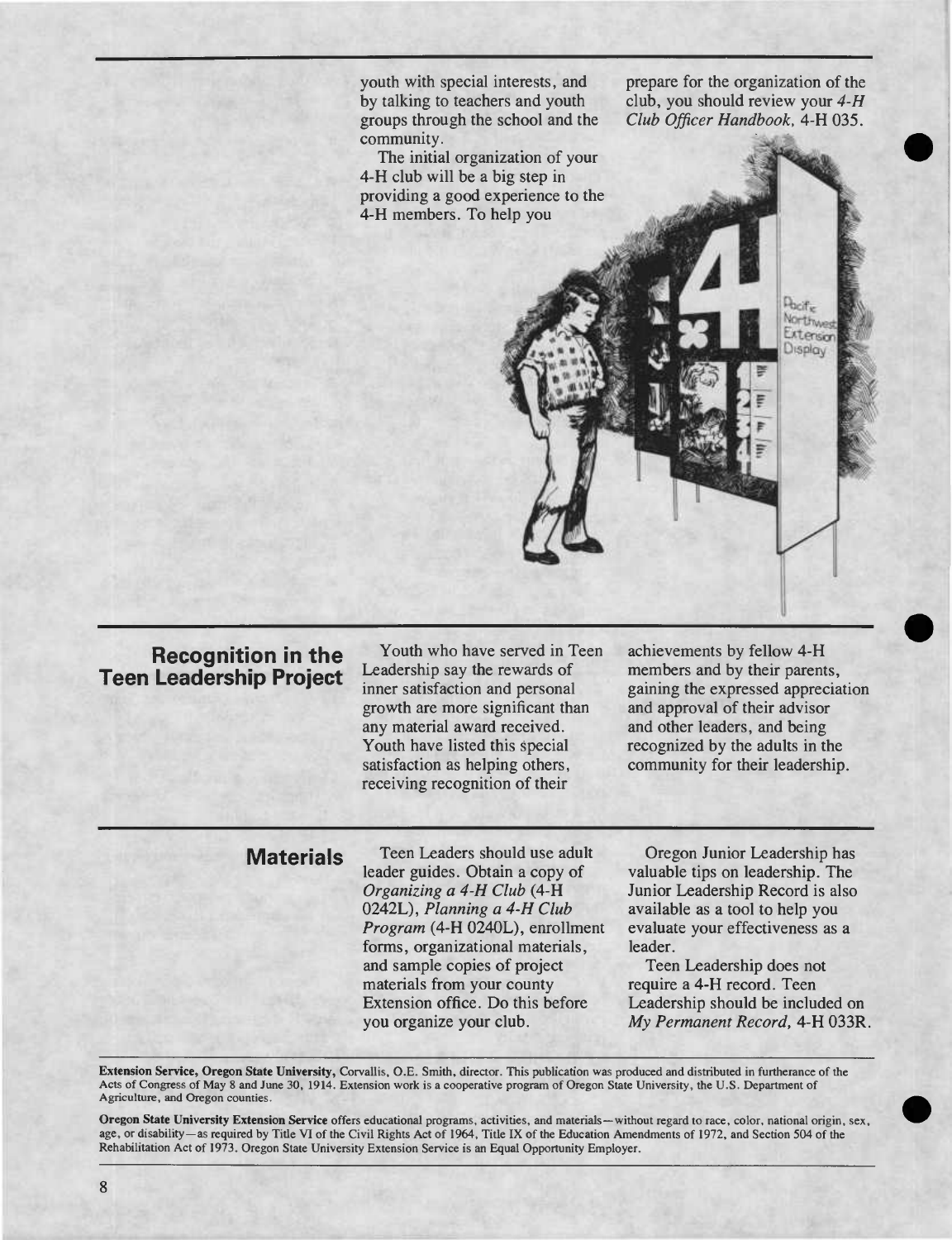youth with special interests, and by talking to teachers and youth groups through the school and the community.

The initial organization of your 4-H club will be a big step in providing a good experience to the 4-H members. To help you prepare for the organization of the club, you should review your *4-H Club Officer Handbook,* 4-H 035.

## Recognition in the Teen Leadership Project

Youth who have served in Teen Leadership say the rewards of inner satisfaction and personal growth are more significant than any material award received. Youth have listed this special satisfaction as helping others, receiving recognition of their achievements by fellow 4-H members and by their parents, gaining the expressed appreciation and approval of their advisor and other leaders, and being recognized by the adults in the community for their leadership.

## Materials

Teen Leaders should use adult leader guides. Obtain a copy of *Organizing a 4-H Club* (4-H 0242L), *Planning a 4-H Club Program* (4-H 0240L), enrollment forms, organizational materials, and sample copies of project materials from your county Extension office. Do this before you organize your club.

Oregon Junior Leadership has valuable tips on leadership. The Junior Leadership Record is also available as a tool to help you evaluate your effectiveness as a leader.

Teen Leadership does not require a 4-H record. Teen Leadership should be included on *My Permanent Record,* 4-H 033R.

**Extension Service, Oregon State University,** Corvallis, O.E. Smith, director. This publication was produced and distributed in furtherance of the Acts of Congress of May 8 and June 30, 1914. Extension work is a cooperative program of Oregon State University, the U.S. Department of Agriculture, and Oregon counties.

**Oregon State University Extension Service** offers educational programs, activities, and materials—without regard to race, color, national origin, sex, age, or disability—as required by Title VI of the Civil Rights Act of 1964, Title IX of the Education Amendments of 1972, and Section 504 of the Rehabilitation Act of 1973. Oregon State University Extension Service is an Equal Opportunity Employer.